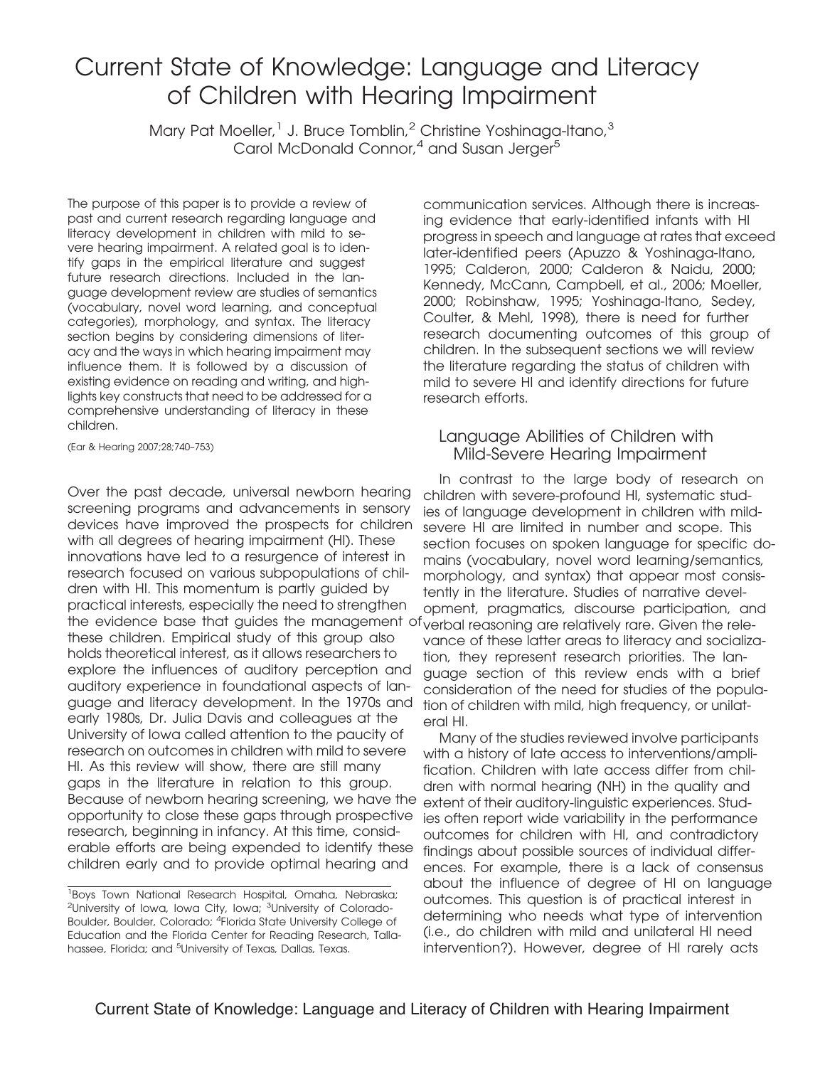# Current State of Knowledge: Language and Literacy of Children with Hearing Impairment

Mary Pat Moeller,[1] J. Bruce Tomblin,[2] Christine Yoshinaga-Itano,[3] Carol McDonald Connor,[4] and Susan Jerger[5]

The purpose of this paper is to provide a review of past and current research regarding language and literacy development in children with mild to severe hearing impairment. A related goal is to identify gaps in the empirical literature and suggest future research directions. Included in the language development review are studies of semantics (vocabulary, novel word learning, and conceptual categories), morphology, and syntax. The literacy section begins by considering dimensions of literacy and the ways in which hearing impairment may influence them. It is followed by a discussion of existing evidence on reading and writing, and highlights key constructs that need to be addressed for a comprehensive understanding of literacy in these children.

(Ear & Hearing 2007;28;740–753)

Over the past decade, universal newborn hearing screening programs and advancements in sensory devices have improved the prospects for children with all degrees of hearing impairment (HI). These innovations have led to a resurgence of interest in research focused on various subpopulations of children with HI. This momentum is partly guided by practical interests, especially the need to strengthen the evidence base that guides the management of these children. Empirical study of this group also holds theoretical interest, as it allows researchers to explore the influences of auditory perception and auditory experience in foundational aspects of language and literacy development. In the 1970s and early 1980s, Dr. Julia Davis and colleagues at the University of Iowa called attention to the paucity of research on outcomes in children with mild to severe HI. As this review will show, there are still many gaps in the literature in relation to this group. Because of newborn hearing screening, we have the opportunity to close these gaps through prospective research, beginning in infancy. At this time, considerable efforts are being expended to identify these children early and to provide optimal hearing and communication services. Although there is increasing evidence that early-identified infants with HI progress in speech and language at rates that exceed later-identified peers (Apuzzo & Yoshinaga-Itano, 1995; Calderon, 2000; Calderon & Naidu, 2000; Kennedy, McCann, Campbell, et al., 2006; Moeller, 2000; Robinshaw, 1995; Yoshinaga-Itano, Sedey, Coulter, & Mehl, 1998), there is need for further research documenting outcomes of this group of children. In the subsequent sections we will review the literature regarding the status of children with mild to severe HI and identify directions for future research efforts.

## Language Abilities of Children with Mild-Severe Hearing Impairment

In contrast to the large body of research on children with severe-profound HI, systematic studies of language development in children with mild-severe HI are limited in number and scope. This section focuses on spoken language for specific domains (vocabulary, novel word learning/semantics, morphology, and syntax) that appear most consistently in the literature. Studies of narrative development, pragmatics, discourse participation, and verbal reasoning are relatively rare. Given the relevance of these latter areas to literacy and socialization, they represent research priorities. The language section of this review ends with a brief consideration of the need for studies of the population of children with mild, high frequency, or unilateral HI.

Many of the studies reviewed involve participants with a history of late access to interventions/amplification. Children with late access differ from children with normal hearing (NH) in the quality and extent of their auditory-linguistic experiences. Studies often report wide variability in the performance outcomes for children with HI, and contradictory findings about possible sources of individual differences. For example, there is a lack of consensus about the influence of degree of HI on language outcomes. This question is of practical interest in determining who needs what type of intervention (i.e., do children with mild and unilateral HI need intervention?). However, degree of HI rarely acts

[1]Boys Town National Research Hospital, Omaha, Nebraska; [2]University of Iowa, Iowa City, Iowa; [3]University of Colorado-Boulder, Boulder, Colorado; [4]Florida State University College of Education and the Florida Center for Reading Research, Tallahassee, Florida; and [5]University of Texas, Dallas, Texas.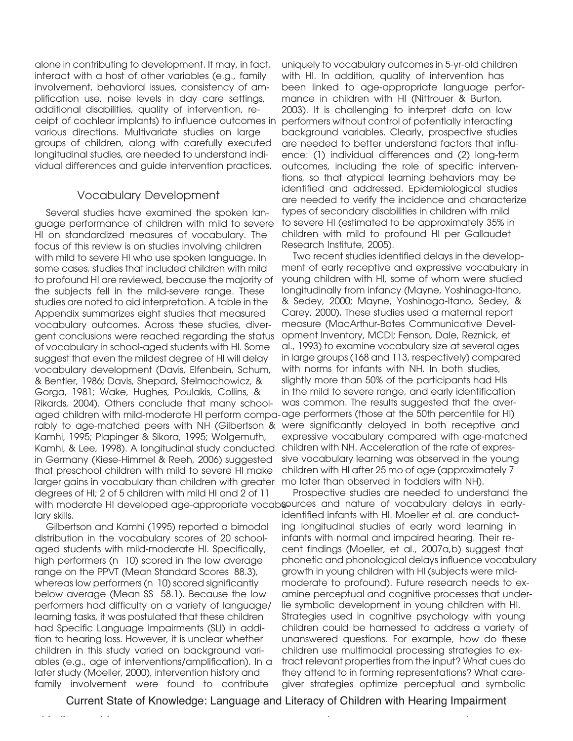alone in contributing to development. It may, in fact, interact with a host of other variables (e.g., family involvement, behavioral issues, consistency of amplification use, noise levels in day care settings, additional disabilities, quality of intervention, receipt of cochlear implants) to influence outcomes in various directions. Multivariate studies on large groups of children, along with carefully executed longitudinal studies, are needed to understand individual differences and guide intervention practices.

## Vocabulary Development

Several studies have examined the spoken language performance of children with mild to severe HI on standardized measures of vocabulary. The focus of this review is on studies involving children with mild to severe HI who use spoken language. In some cases, studies that included children with mild to profound HI are reviewed, because the majority of the subjects fell in the mild-severe range. These studies are noted to aid interpretation. A table in the Appendix summarizes eight studies that measured vocabulary outcomes. Across these studies, divergent conclusions were reached regarding the status of vocabulary in school-aged students with HI. Some suggest that even the mildest degree of HI will delay vocabulary development (Davis, Elfenbein, Schum, & Bentler, 1986; Davis, Shepard, Stelmachowicz, & Gorga, 1981; Wake, Hughes, Poulakis, Collins, & Rikards, 2004). Others conclude that many school-aged children with mild-moderate HI perform comparably to age-matched peers with NH (Gilbertson & Kamhi, 1995; Plapinger & Sikora, 1995; Wolgemuth, Kamhi, & Lee, 1998). A longitudinal study conducted in Germany (Kiese-Himmel & Reeh, 2006) suggested that preschool children with mild to severe HI make larger gains in vocabulary than children with greater degrees of HI; 2 of 5 children with mild HI and 2 of 11 with moderate HI developed age-appropriate vocabulary skills.

Gilbertson and Kamhi (1995) reported a bimodal distribution in the vocabulary scores of 20 school-aged students with mild-moderate HI. Specifically, high performers (n 10) scored in the low average range on the PPVT (Mean Standard Scores 88.3), whereas low performers (n 10) scored significantly below average (Mean SS 58.1). Because the low performers had difficulty on a variety of language/learning tasks, it was postulated that these children had Specific Language Impairments (SLI) in addition to hearing loss. However, it is unclear whether children in this study varied on background variables (e.g., age of interventions/amplification). In a later study (Moeller, 2000), intervention history and family involvement were found to contribute uniquely to vocabulary outcomes in 5-yr-old children with HI. In addition, quality of intervention has been linked to age-appropriate language performance in children with HI (Nittrouer & Burton, 2003). It is challenging to interpret data on low performers without control of potentially interacting background variables. Clearly, prospective studies are needed to better understand factors that influence: (1) individual differences and (2) long-term outcomes, including the role of specific interventions, so that atypical learning behaviors may be identified and addressed. Epidemiological studies are needed to verify the incidence and characterize types of secondary disabilities in children with mild to severe HI (estimated to be approximately 35% in children with mild to profound HI per Gallaudet Research Institute, 2005).

Two recent studies identified delays in the development of early receptive and expressive vocabulary in young children with HI, some of whom were studied longitudinally from infancy (Mayne, Yoshinaga-Itano, & Sedey, 2000; Mayne, Yoshinaga-Itano, Sedey, & Carey, 2000). These studies used a maternal report measure (MacArthur-Bates Communicative Development Inventory, MCDI; Fenson, Dale, Reznick, et al., 1993) to examine vocabulary size at several ages in large groups (168 and 113, respectively) compared with norms for infants with NH. In both studies, slightly more than 50% of the participants had HIs in the mild to severe range, and early identification was common. The results suggested that the average performers (those at the 50th percentile for HI) were significantly delayed in both receptive and expressive vocabulary compared with age-matched children with NH. Acceleration of the rate of expressive vocabulary learning was observed in the young children with HI after 25 mo of age (approximately 7 mo later than observed in toddlers with NH).

Prospective studies are needed to understand the sources and nature of vocabulary delays in early-identified infants with HI. Moeller et al. are conducting longitudinal studies of early word learning in infants with normal and impaired hearing. Their recent findings (Moeller, et al., 2007a,b) suggest that phonetic and phonological delays influence vocabulary growth in young children with HI (subjects were mild-moderate to profound). Future research needs to examine perceptual and cognitive processes that underlie symbolic development in young children with HI. Strategies used in cognitive psychology with young children could be harnessed to address a variety of unanswered questions. For example, how do these children use multimodal processing strategies to extract relevant properties from the input? What cues do they attend to in forming representations? What caregiver strategies optimize perceptual and symbolic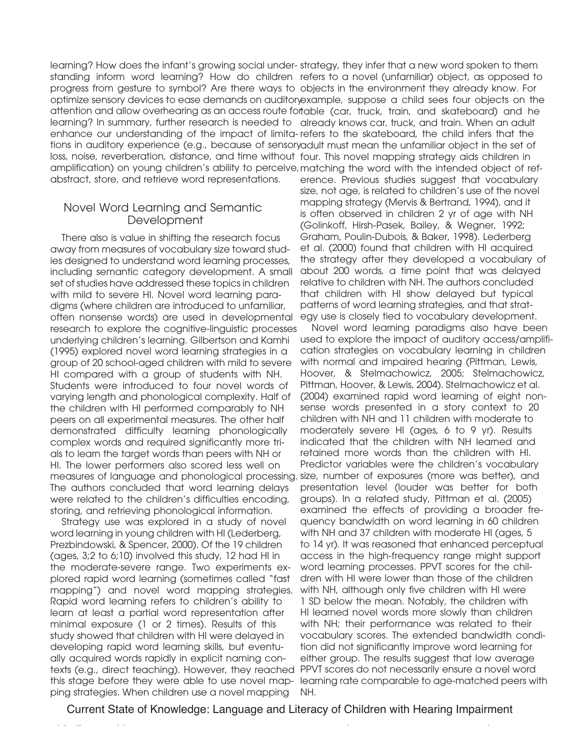learning? How does the infant's growing social understanding inform word learning? How do children progress from gesture to symbol? Are there ways to optimize sensory devices to ease demands on auditory attention and allow overhearing as an access route for learning? In summary, further research is needed to enhance our understanding of the impact of limitations in auditory experience (e.g., because of sensory loss, noise, reverberation, distance, and time without amplification) on young children's ability to perceive, abstract, store, and retrieve word representations.

## Novel Word Learning and Semantic Development

There also is value in shifting the research focus away from measures of vocabulary size toward studies designed to understand word learning processes, including semantic category development. A small set of studies have addressed these topics in children with mild to severe HI. Novel word learning paradigms (where children are introduced to unfamiliar, often nonsense words) are used in developmental research to explore the cognitive-linguistic processes underlying children's learning. Gilbertson and Kamhi (1995) explored novel word learning strategies in a group of 20 school-aged children with mild to severe HI compared with a group of students with NH. Students were introduced to four novel words of varying length and phonological complexity. Half of the children with HI performed comparably to NH peers on all experimental measures. The other half demonstrated difficulty learning phonologically complex words and required significantly more trials to learn the target words than peers with NH or HI. The lower performers also scored less well on measures of language and phonological processing. The authors concluded that word learning delays were related to the children's difficulties encoding, storing, and retrieving phonological information.

Strategy use was explored in a study of novel word learning in young children with HI (Lederberg, Prezbindowski, & Spencer, 2000). Of the 19 children (ages, 3;2 to 6;10) involved this study, 12 had HI in the moderate-severe range. Two experiments explored rapid word learning (sometimes called "fast mapping") and novel word mapping strategies. Rapid word learning refers to children's ability to learn at least a partial word representation after minimal exposure (1 or 2 times). Results of this study showed that children with HI were delayed in developing rapid word learning skills, but eventually acquired words rapidly in explicit naming contexts (e.g., direct teaching). However, they reached this stage before they were able to use novel mapping strategies. When children use a novel mapping strategy, they infer that a new word spoken to them refers to a novel (unfamiliar) object, as opposed to objects in the environment they already know. For example, suppose a child sees four objects on the table (car, truck, train, and skateboard) and he already knows car, truck, and train. When an adult refers to the skateboard, the child infers that the adult must mean the unfamiliar object in the set of four. This novel mapping strategy aids children in matching the word with the intended object of reference. Previous studies suggest that vocabulary size, not age, is related to children's use of the novel mapping strategy (Mervis & Bertrand, 1994), and it is often observed in children 2 yr of age with NH (Golinkoff, Hirsh-Pasek, Bailey, & Wegner, 1992; Graham, Poulin-Dubois, & Baker, 1998). Lederberg et al. (2000) found that children with HI acquired the strategy after they developed a vocabulary of about 200 words, a time point that was delayed relative to children with NH. The authors concluded that children with HI show delayed but typical patterns of word learning strategies, and that strategy use is closely tied to vocabulary development.

Novel word learning paradigms also have been used to explore the impact of auditory access/amplification strategies on vocabulary learning in children with normal and impaired hearing (Pittman, Lewis, Hoover, & Stelmachowicz, 2005; Stelmachowicz, Pittman, Hoover, & Lewis, 2004). Stelmachowicz et al. (2004) examined rapid word learning of eight nonsense words presented in a story context to 20 children with NH and 11 children with moderate to moderately severe HI (ages, 6 to 9 yr). Results indicated that the children with NH learned and retained more words than the children with HI. Predictor variables were the children's vocabulary size, number of exposures (more was better), and presentation level (louder was better for both groups). In a related study, Pittman et al. (2005) examined the effects of providing a broader frequency bandwidth on word learning in 60 children with NH and 37 children with moderate HI (ages, 5 to 14 yr). It was reasoned that enhanced perceptual access in the high-frequency range might support word learning processes. PPVT scores for the children with HI were lower than those of the children with NH, although only five children with HI were 1 SD below the mean. Notably, the children with HI learned novel words more slowly than children with NH; their performance was related to their vocabulary scores. The extended bandwidth condition did not significantly improve word learning for either group. The results suggest that low average PPVT scores do not necessarily ensure a novel word learning rate comparable to age-matched peers with NH.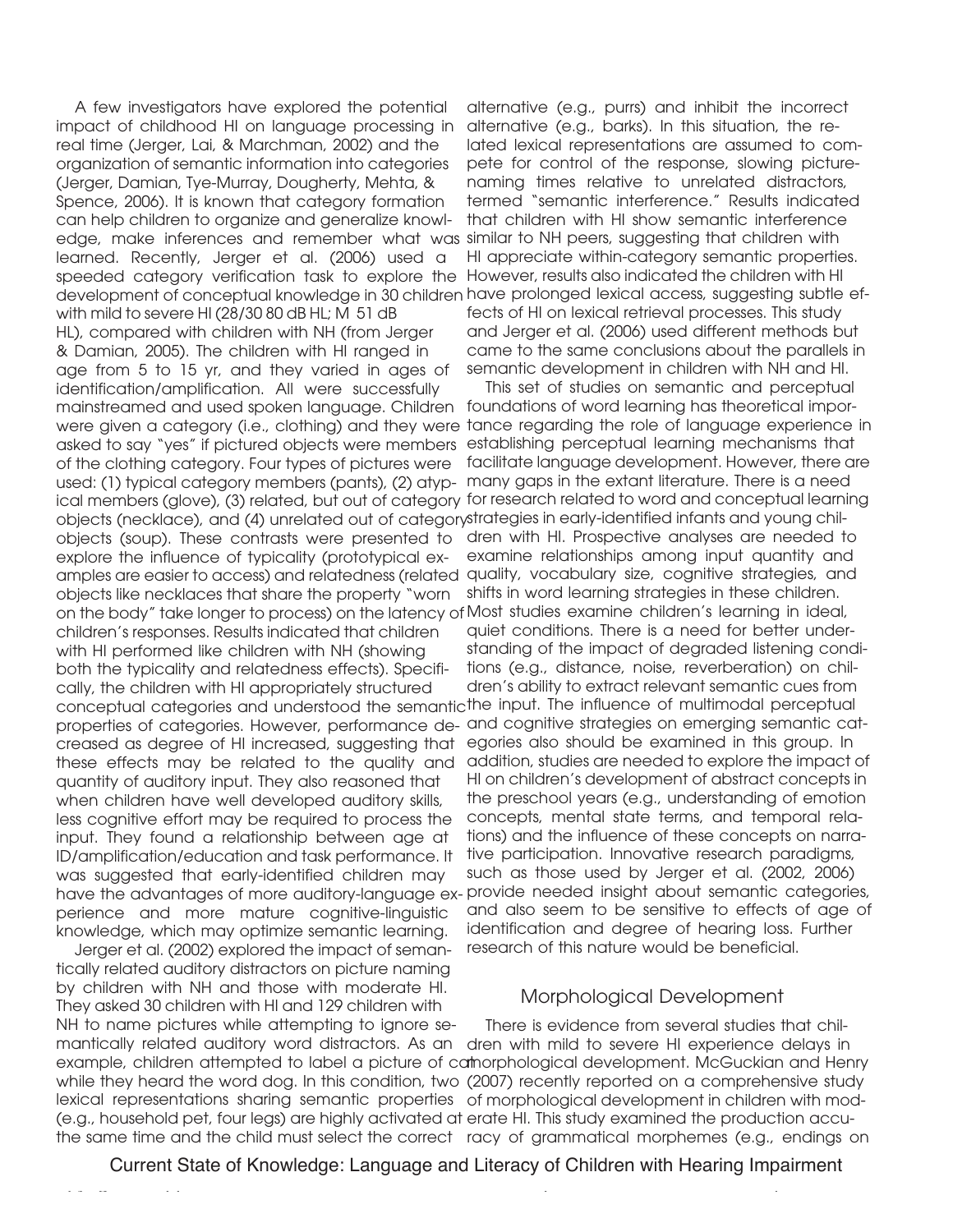A few investigators have explored the potential impact of childhood HI on language processing in real time (Jerger, Lai, & Marchman, 2002) and the organization of semantic information into categories (Jerger, Damian, Tye-Murray, Dougherty, Mehta, & Spence, 2006). It is known that category formation can help children to organize and generalize knowledge, make inferences and remember what was learned. Recently, Jerger et al. (2006) used a speeded category verification task to explore the development of conceptual knowledge in 30 children with mild to severe HI (28/30 80 dB HL; M 51 dB HL), compared with children with NH (from Jerger & Damian, 2005). The children with HI ranged in age from 5 to 15 yr, and they varied in ages of identification/amplification. All were successfully mainstreamed and used spoken language. Children were given a category (i.e., clothing) and they were asked to say "yes" if pictured objects were members of the clothing category. Four types of pictures were used: (1) typical category members (pants), (2) atypical members (glove), (3) related, but out of category objects (necklace), and (4) unrelated out of category objects (soup). These contrasts were presented to explore the influence of typicality (prototypical examples are easier to access) and relatedness (related objects like necklaces that share the property "worn on the body" take longer to process) on the latency of children's responses. Results indicated that children with HI performed like children with NH (showing both the typicality and relatedness effects). Specifically, the children with HI appropriately structured conceptual categories and understood the semantic properties of categories. However, performance decreased as degree of HI increased, suggesting that these effects may be related to the quality and quantity of auditory input. They also reasoned that when children have well developed auditory skills, less cognitive effort may be required to process the input. They found a relationship between age at ID/amplification/education and task performance. It was suggested that early-identified children may have the advantages of more auditory-language experience and more mature cognitive-linguistic knowledge, which may optimize semantic learning.

Jerger et al. (2002) explored the impact of semantically related auditory distractors on picture naming by children with NH and those with moderate HI. They asked 30 children with HI and 129 children with NH to name pictures while attempting to ignore semantically related auditory word distractors. As an example, children attempted to label a picture of cat while they heard the word dog. In this condition, two lexical representations sharing semantic properties (e.g., household pet, four legs) are highly activated at the same time and the child must select the correct alternative (e.g., purrs) and inhibit the incorrect alternative (e.g., barks). In this situation, the related lexical representations are assumed to compete for control of the response, slowing picture-naming times relative to unrelated distractors, termed "semantic interference." Results indicated that children with HI show semantic interference similar to NH peers, suggesting that children with HI appreciate within-category semantic properties. However, results also indicated the children with HI have prolonged lexical access, suggesting subtle effects of HI on lexical retrieval processes. This study and Jerger et al. (2006) used different methods but came to the same conclusions about the parallels in semantic development in children with NH and HI.

This set of studies on semantic and perceptual foundations of word learning has theoretical importance regarding the role of language experience in establishing perceptual learning mechanisms that facilitate language development. However, there are many gaps in the extant literature. There is a need for research related to word and conceptual learning strategies in early-identified infants and young children with HI. Prospective analyses are needed to examine relationships among input quantity and quality, vocabulary size, cognitive strategies, and shifts in word learning strategies in these children. Most studies examine children's learning in ideal, quiet conditions. There is a need for better understanding of the impact of degraded listening conditions (e.g., distance, noise, reverberation) on children's ability to extract relevant semantic cues from the input. The influence of multimodal perceptual and cognitive strategies on emerging semantic categories also should be examined in this group. In addition, studies are needed to explore the impact of HI on children's development of abstract concepts in the preschool years (e.g., understanding of emotion concepts, mental state terms, and temporal relations) and the influence of these concepts on narrative participation. Innovative research paradigms, such as those used by Jerger et al. (2002, 2006) provide needed insight about semantic categories, and also seem to be sensitive to effects of age of identification and degree of hearing loss. Further research of this nature would be beneficial.

## Morphological Development

There is evidence from several studies that children with mild to severe HI experience delays in morphological development. McGuckian and Henry (2007) recently reported on a comprehensive study of morphological development in children with moderate HI. This study examined the production accuracy of grammatical morphemes (e.g., endings on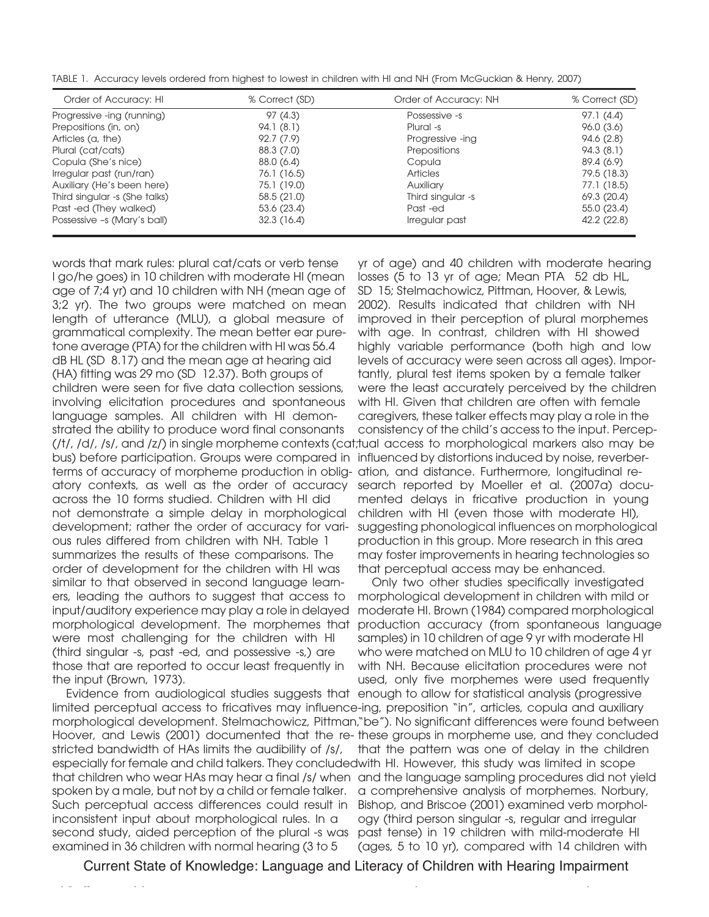TABLE 1. Accuracy levels ordered from highest to lowest in children with HI and NH (From McGuckian & Henry, 2007)

| Order of Accuracy: HI | % Correct (SD) | Order of Accuracy: NH | % Correct (SD) |
|---|---|---|---|
| Progressive -ing (running) | 97 (4.3) | Possessive -s | 97.1 (4.4) |
| Prepositions (in, on) | 94.1 (8.1) | Plural -s | 96.0 (3.6) |
| Articles (a, the) | 92.7 (7.9) | Progressive -ing | 94.6 (2.8) |
| Plural (cat/cats) | 88.3 (7.0) | Prepositions | 94.3 (8.1) |
| Copula (She's nice) | 88.0 (6.4) | Copula | 89.4 (6.9) |
| Irregular past (run/ran) | 76.1 (16.5) | Articles | 79.5 (18.3) |
| Auxiliary (He's been here) | 75.1 (19.0) | Auxiliary | 77.1 (18.5) |
| Third singular -s (She talks) | 58.5 (21.0) | Third singular -s | 69.3 (20.4) |
| Past -ed (They walked) | 53.6 (23.4) | Past -ed | 55.0 (23.4) |
| Possessive –s (Mary's ball) | 32.3 (16.4) | Irregular past | 42.2 (22.8) |

words that mark rules: plural cat/cats or verb tense I go/he goes) in 10 children with moderate HI (mean age of 7;4 yr) and 10 children with NH (mean age of 3;2 yr). The two groups were matched on mean length of utterance (MLU), a global measure of grammatical complexity. The mean better ear pure-tone average (PTA) for the children with HI was 56.4 dB HL (SD 8.17) and the mean age at hearing aid (HA) fitting was 29 mo (SD 12.37). Both groups of children were seen for five data collection sessions, involving elicitation procedures and spontaneous language samples. All children with HI demonstrated the ability to produce word final consonants (/t/, /d/, /s/, and /z/) in single morpheme contexts (cat; bus) before participation. Groups were compared in terms of accuracy of morpheme production in obligatory contexts, as well as the order of accuracy across the 10 forms studied. Children with HI did not demonstrate a simple delay in morphological development; rather the order of accuracy for various rules differed from children with NH. Table 1 summarizes the results of these comparisons. The order of development for the children with HI was similar to that observed in second language learners, leading the authors to suggest that access to input/auditory experience may play a role in delayed morphological development. The morphemes that were most challenging for the children with HI (third singular -s, past -ed, and possessive -s,) are those that are reported to occur least frequently in the input (Brown, 1973).

Evidence from audiological studies suggests that limited perceptual access to fricatives may influence morphological development. Stelmachowicz, Pittman, Hoover, and Lewis (2001) documented that the restricted bandwidth of HAs limits the audibility of /s/, especially for female and child talkers. They concluded that children who wear HAs may hear a final /s/ when spoken by a male, but not by a child or female talker. Such perceptual access differences could result in inconsistent input about morphological rules. In a second study, aided perception of the plural -s was examined in 36 children with normal hearing (3 to 5 yr of age) and 40 children with moderate hearing losses (5 to 13 yr of age; Mean PTA 52 db HL, SD 15; Stelmachowicz, Pittman, Hoover, & Lewis, 2002). Results indicated that children with NH improved in their perception of plural morphemes with age. In contrast, children with HI showed highly variable performance (both high and low levels of accuracy were seen across all ages). Importantly, plural test items spoken by a female talker were the least accurately perceived by the children with HI. Given that children are often with female caregivers, these talker effects may play a role in the consistency of the child's access to the input. Perceptual access to morphological markers also may be influenced by distortions induced by noise, reverberation, and distance. Furthermore, longitudinal research reported by Moeller et al. (2007a) documented delays in fricative production in young children with HI (even those with moderate HI), suggesting phonological influences on morphological production in this group. More research in this area may foster improvements in hearing technologies so that perceptual access may be enhanced.

Only two other studies specifically investigated morphological development in children with mild or moderate HI. Brown (1984) compared morphological production accuracy (from spontaneous language samples) in 10 children of age 9 yr with moderate HI who were matched on MLU to 10 children of age 4 yr with NH. Because elicitation procedures were not used, only five morphemes were used frequently enough to allow for statistical analysis (progressive -ing, preposition "in", articles, copula and auxiliary "be"). No significant differences were found between these groups in morpheme use, and they concluded that the pattern was one of delay in the children with HI. However, this study was limited in scope and the language sampling procedures did not yield a comprehensive analysis of morphemes. Norbury, Bishop, and Briscoe (2001) examined verb morphology (third person singular -s, regular and irregular past tense) in 19 children with mild-moderate HI (ages, 5 to 10 yr), compared with 14 children with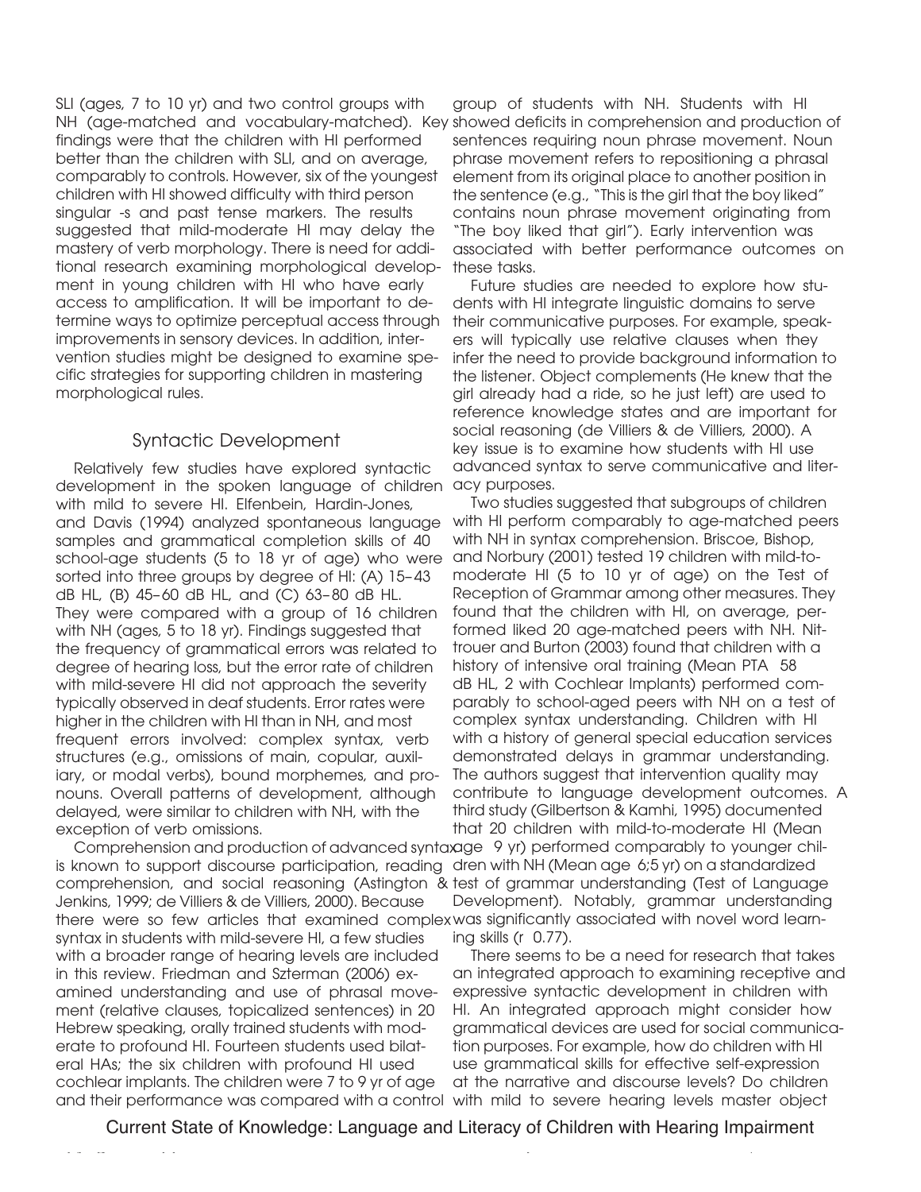SLI (ages, 7 to 10 yr) and two control groups with NH (age-matched and vocabulary-matched). Key findings were that the children with HI performed better than the children with SLI, and on average, comparably to controls. However, six of the youngest children with HI showed difficulty with third person singular -s and past tense markers. The results suggested that mild-moderate HI may delay the mastery of verb morphology. There is need for additional research examining morphological development in young children with HI who have early access to amplification. It will be important to determine ways to optimize perceptual access through improvements in sensory devices. In addition, intervention studies might be designed to examine specific strategies for supporting children in mastering morphological rules.

## Syntactic Development

Relatively few studies have explored syntactic development in the spoken language of children with mild to severe HI. Elfenbein, Hardin-Jones, and Davis (1994) analyzed spontaneous language samples and grammatical completion skills of 40 school-age students (5 to 18 yr of age) who were sorted into three groups by degree of HI: (A) 15–43 dB HL, (B) 45–60 dB HL, and (C) 63–80 dB HL. They were compared with a group of 16 children with NH (ages, 5 to 18 yr). Findings suggested that the frequency of grammatical errors was related to degree of hearing loss, but the error rate of children with mild-severe HI did not approach the severity typically observed in deaf students. Error rates were higher in the children with HI than in NH, and most frequent errors involved: complex syntax, verb structures (e.g., omissions of main, copular, auxiliary, or modal verbs), bound morphemes, and pronouns. Overall patterns of development, although delayed, were similar to children with NH, with the exception of verb omissions.

Comprehension and production of advanced syntax is known to support discourse participation, reading comprehension, and social reasoning (Astington & Jenkins, 1999; de Villiers & de Villiers, 2000). Because there were so few articles that examined complex syntax in students with mild-severe HI, a few studies with a broader range of hearing levels are included in this review. Friedman and Szterman (2006) examined understanding and use of phrasal movement (relative clauses, topicalized sentences) in 20 Hebrew speaking, orally trained students with moderate to profound HI. Fourteen students used bilateral HAs; the six children with profound HI used cochlear implants. The children were 7 to 9 yr of age and their performance was compared with a control group of students with NH. Students with HI showed deficits in comprehension and production of sentences requiring noun phrase movement. Noun phrase movement refers to repositioning a phrasal element from its original place to another position in the sentence (e.g., "This is the girl that the boy liked" contains noun phrase movement originating from "The boy liked that girl"). Early intervention was associated with better performance outcomes on these tasks.

Future studies are needed to explore how students with HI integrate linguistic domains to serve their communicative purposes. For example, speakers will typically use relative clauses when they infer the need to provide background information to the listener. Object complements (He knew that the girl already had a ride, so he just left) are used to reference knowledge states and are important for social reasoning (de Villiers & de Villiers, 2000). A key issue is to examine how students with HI use advanced syntax to serve communicative and literacy purposes.

Two studies suggested that subgroups of children with HI perform comparably to age-matched peers with NH in syntax comprehension. Briscoe, Bishop, and Norbury (2001) tested 19 children with mild-to-moderate HI (5 to 10 yr of age) on the Test of Reception of Grammar among other measures. They found that the children with HI, on average, performed liked 20 age-matched peers with NH. Nittrouer and Burton (2003) found that children with a history of intensive oral training (Mean PTA 58 dB HL, 2 with Cochlear Implants) performed comparably to school-aged peers with NH on a test of complex syntax understanding. Children with HI with a history of general special education services demonstrated delays in grammar understanding. The authors suggest that intervention quality may contribute to language development outcomes. A third study (Gilbertson & Kamhi, 1995) documented that 20 children with mild-to-moderate HI (Mean age 9 yr) performed comparably to younger children with NH (Mean age 6;5 yr) on a standardized test of grammar understanding (Test of Language Development). Notably, grammar understanding was significantly associated with novel word learning skills (r 0.77).

There seems to be a need for research that takes an integrated approach to examining receptive and expressive syntactic development in children with HI. An integrated approach might consider how grammatical devices are used for social communication purposes. For example, how do children with HI use grammatical skills for effective self-expression at the narrative and discourse levels? Do children with mild to severe hearing levels master object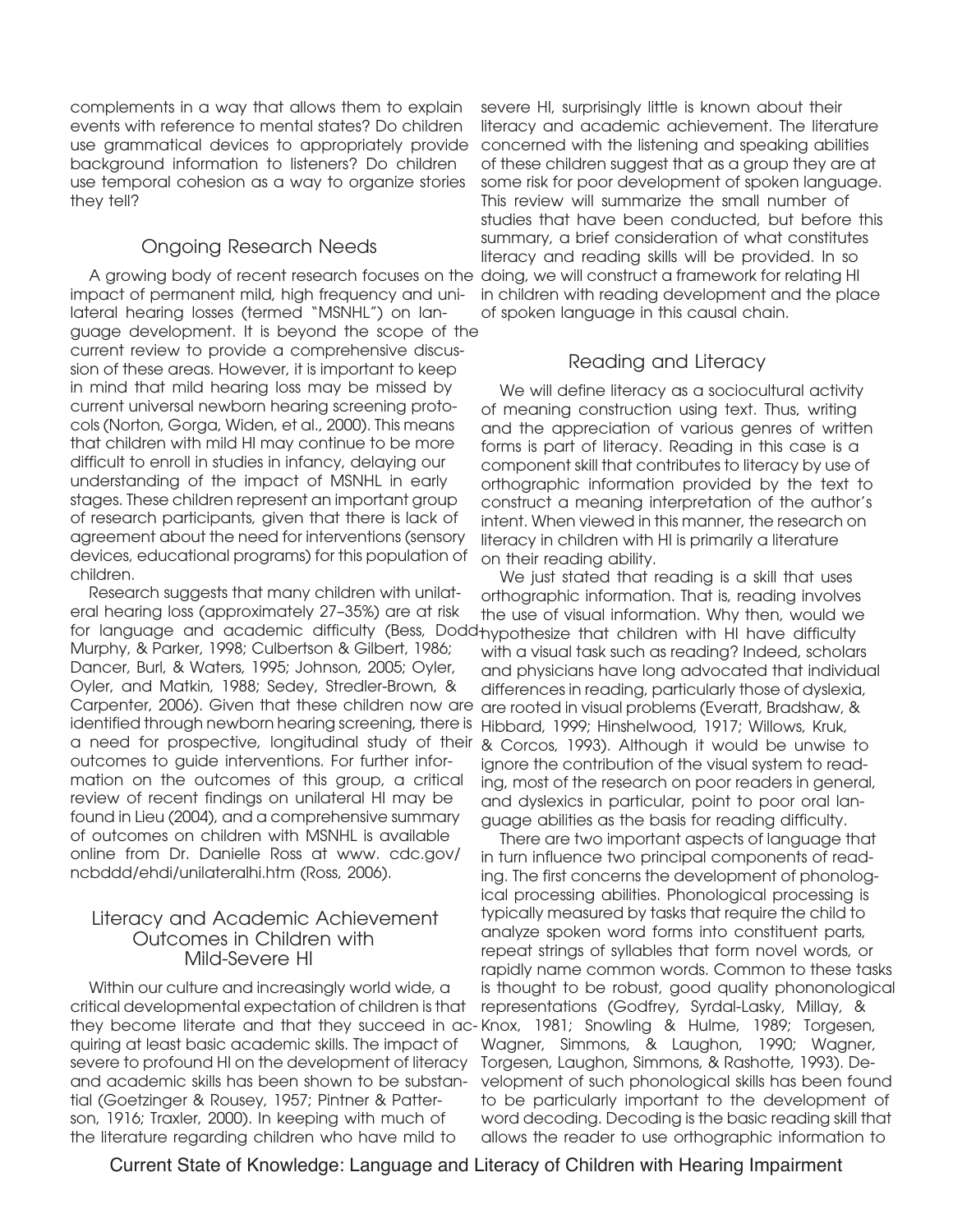complements in a way that allows them to explain events with reference to mental states? Do children use grammatical devices to appropriately provide background information to listeners? Do children use temporal cohesion as a way to organize stories they tell?

## Ongoing Research Needs

A growing body of recent research focuses on the impact of permanent mild, high frequency and unilateral hearing losses (termed "MSNHL") on language development. It is beyond the scope of the current review to provide a comprehensive discussion of these areas. However, it is important to keep in mind that mild hearing loss may be missed by current universal newborn hearing screening protocols (Norton, Gorga, Widen, et al., 2000). This means that children with mild HI may continue to be more difficult to enroll in studies in infancy, delaying our understanding of the impact of MSNHL in early stages. These children represent an important group of research participants, given that there is lack of agreement about the need for interventions (sensory devices, educational programs) for this population of children.

Research suggests that many children with unilateral hearing loss (approximately 27–35%) are at risk for language and academic difficulty (Bess, Dodd-Murphy, & Parker, 1998; Culbertson & Gilbert, 1986; Dancer, Burl, & Waters, 1995; Johnson, 2005; Oyler, Oyler, and Matkin, 1988; Sedey, Stredler-Brown, & Carpenter, 2006). Given that these children now are identified through newborn hearing screening, there is a need for prospective, longitudinal study of their outcomes to guide interventions. For further information on the outcomes of this group, a critical review of recent findings on unilateral HI may be found in Lieu (2004), and a comprehensive summary of outcomes on children with MSNHL is available online from Dr. Danielle Ross at www. cdc.gov/ncbddd/ehdi/unilateralhi.htm (Ross, 2006).

## Literacy and Academic Achievement Outcomes in Children with Mild-Severe HI

Within our culture and increasingly world wide, a critical developmental expectation of children is that they become literate and that they succeed in acquiring at least basic academic skills. The impact of severe to profound HI on the development of literacy and academic skills has been shown to be substantial (Goetzinger & Rousey, 1957; Pintner & Patterson, 1916; Traxler, 2000). In keeping with much of the literature regarding children who have mild to severe HI, surprisingly little is known about their literacy and academic achievement. The literature concerned with the listening and speaking abilities of these children suggest that as a group they are at some risk for poor development of spoken language. This review will summarize the small number of studies that have been conducted, but before this summary, a brief consideration of what constitutes literacy and reading skills will be provided. In so doing, we will construct a framework for relating HI in children with reading development and the place of spoken language in this causal chain.

## Reading and Literacy

We will define literacy as a sociocultural activity of meaning construction using text. Thus, writing and the appreciation of various genres of written forms is part of literacy. Reading in this case is a component skill that contributes to literacy by use of orthographic information provided by the text to construct a meaning interpretation of the author's intent. When viewed in this manner, the research on literacy in children with HI is primarily a literature on their reading ability.

We just stated that reading is a skill that uses orthographic information. That is, reading involves the use of visual information. Why then, would we hypothesize that children with HI have difficulty with a visual task such as reading? Indeed, scholars and physicians have long advocated that individual differences in reading, particularly those of dyslexia, are rooted in visual problems (Everatt, Bradshaw, & Hibbard, 1999; Hinshelwood, 1917; Willows, Kruk, & Corcos, 1993). Although it would be unwise to ignore the contribution of the visual system to reading, most of the research on poor readers in general, and dyslexics in particular, point to poor oral language abilities as the basis for reading difficulty.

There are two important aspects of language that in turn influence two principal components of reading. The first concerns the development of phonological processing abilities. Phonological processing is typically measured by tasks that require the child to analyze spoken word forms into constituent parts, repeat strings of syllables that form novel words, or rapidly name common words. Common to these tasks is thought to be robust, good quality phononological representations (Godfrey, Syrdal-Lasky, Millay, & Knox, 1981; Snowling & Hulme, 1989; Torgesen, Wagner, Simmons, & Laughon, 1990; Wagner, Torgesen, Laughon, Simmons, & Rashotte, 1993). Development of such phonological skills has been found to be particularly important to the development of word decoding. Decoding is the basic reading skill that allows the reader to use orthographic information to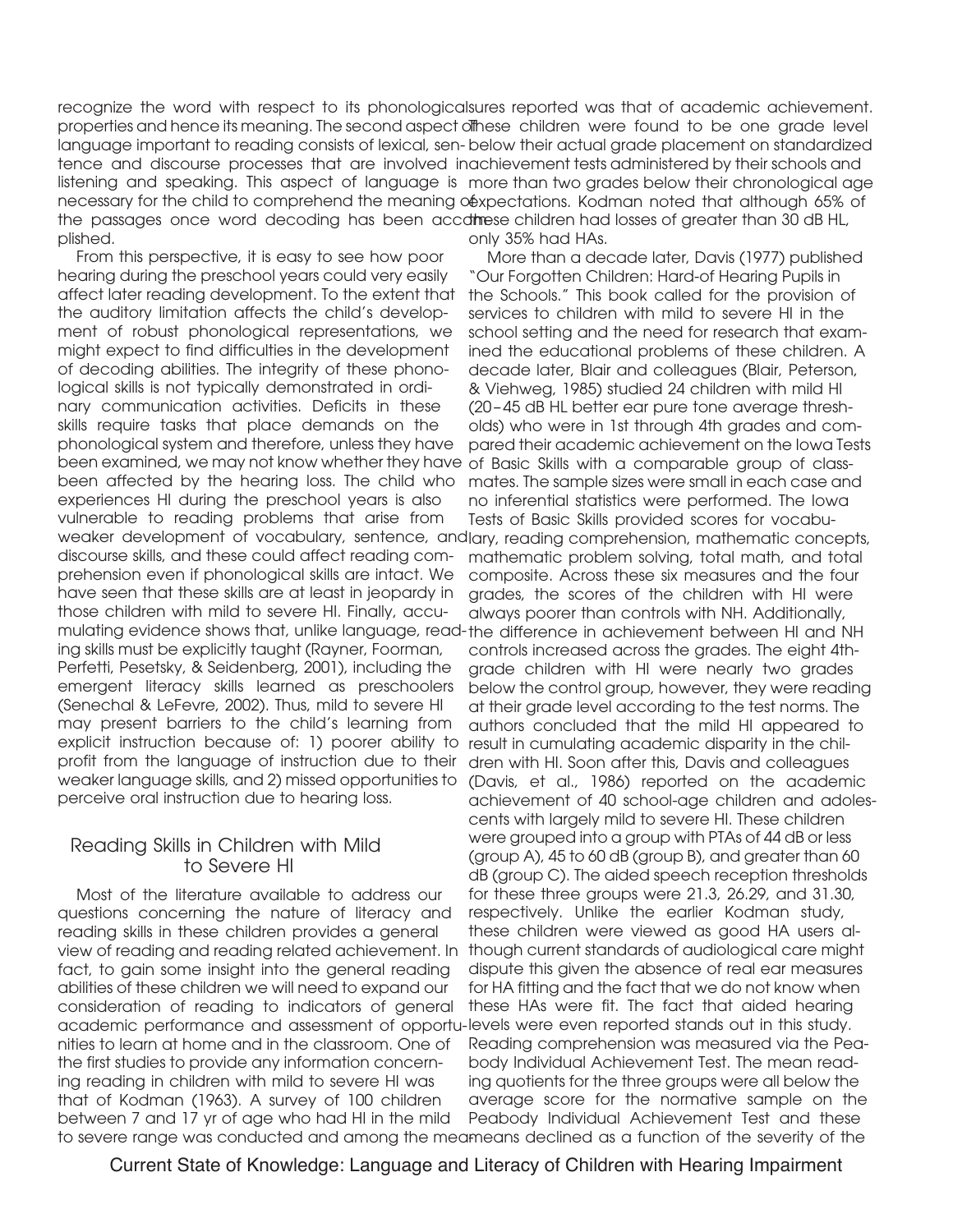recognize the word with respect to its phonological properties and hence its meaning. The second aspect of language important to reading consists of lexical, sentence and discourse processes that are involved in listening and speaking. This aspect of language is necessary for the child to comprehend the meaning of the passages once word decoding has been accomplished.

From this perspective, it is easy to see how poor hearing during the preschool years could very easily affect later reading development. To the extent that the auditory limitation affects the child's development of robust phonological representations, we might expect to find difficulties in the development of decoding abilities. The integrity of these phonological skills is not typically demonstrated in ordinary communication activities. Deficits in these skills require tasks that place demands on the phonological system and therefore, unless they have been examined, we may not know whether they have been affected by the hearing loss. The child who experiences HI during the preschool years is also vulnerable to reading problems that arise from weaker development of vocabulary, sentence, and discourse skills, and these could affect reading comprehension even if phonological skills are intact. We have seen that these skills are at least in jeopardy in those children with mild to severe HI. Finally, accumulating evidence shows that, unlike language, reading skills must be explicitly taught (Rayner, Foorman, Perfetti, Pesetsky, & Seidenberg, 2001), including the emergent literacy skills learned as preschoolers (Senechal & LeFevre, 2002). Thus, mild to severe HI may present barriers to the child's learning from explicit instruction because of: 1) poorer ability to profit from the language of instruction due to their weaker language skills, and 2) missed opportunities to perceive oral instruction due to hearing loss.

## Reading Skills in Children with Mild to Severe HI

Most of the literature available to address our questions concerning the nature of literacy and reading skills in these children provides a general view of reading and reading related achievement. In fact, to gain some insight into the general reading abilities of these children we will need to expand our consideration of reading to indicators of general academic performance and assessment of opportunities to learn at home and in the classroom. One of the first studies to provide any information concerning reading in children with mild to severe HI was that of Kodman (1963). A survey of 100 children between 7 and 17 yr of age who had HI in the mild to severe range was conducted and among the measures reported was that of academic achievement. These children were found to be one grade level below their actual grade placement on standardized achievement tests administered by their schools and more than two grades below their chronological age expectations. Kodman noted that although 65% of these children had losses of greater than 30 dB HL, only 35% had HAs.

More than a decade later, Davis (1977) published "Our Forgotten Children: Hard-of Hearing Pupils in the Schools." This book called for the provision of services to children with mild to severe HI in the school setting and the need for research that examined the educational problems of these children. A decade later, Blair and colleagues (Blair, Peterson, & Viehweg, 1985) studied 24 children with mild HI (20–45 dB HL better ear pure tone average thresholds) who were in 1st through 4th grades and compared their academic achievement on the Iowa Tests of Basic Skills with a comparable group of classmates. The sample sizes were small in each case and no inferential statistics were performed. The Iowa Tests of Basic Skills provided scores for vocabulary, reading comprehension, mathematic concepts, mathematic problem solving, total math, and total composite. Across these six measures and the four grades, the scores of the children with HI were always poorer than controls with NH. Additionally, the difference in achievement between HI and NH controls increased across the grades. The eight 4th-grade children with HI were nearly two grades below the control group, however, they were reading at their grade level according to the test norms. The authors concluded that the mild HI appeared to result in cumulating academic disparity in the children with HI. Soon after this, Davis and colleagues (Davis, et al., 1986) reported on the academic achievement of 40 school-age children and adolescents with largely mild to severe HI. These children were grouped into a group with PTAs of 44 dB or less (group A), 45 to 60 dB (group B), and greater than 60 dB (group C). The aided speech reception thresholds for these three groups were 21.3, 26.29, and 31.30, respectively. Unlike the earlier Kodman study, these children were viewed as good HA users although current standards of audiological care might dispute this given the absence of real ear measures for HA fitting and the fact that we do not know when these HAs were fit. The fact that aided hearing levels were even reported stands out in this study. Reading comprehension was measured via the Peabody Individual Achievement Test. The mean reading quotients for the three groups were all below the average score for the normative sample on the Peabody Individual Achievement Test and these means declined as a function of the severity of the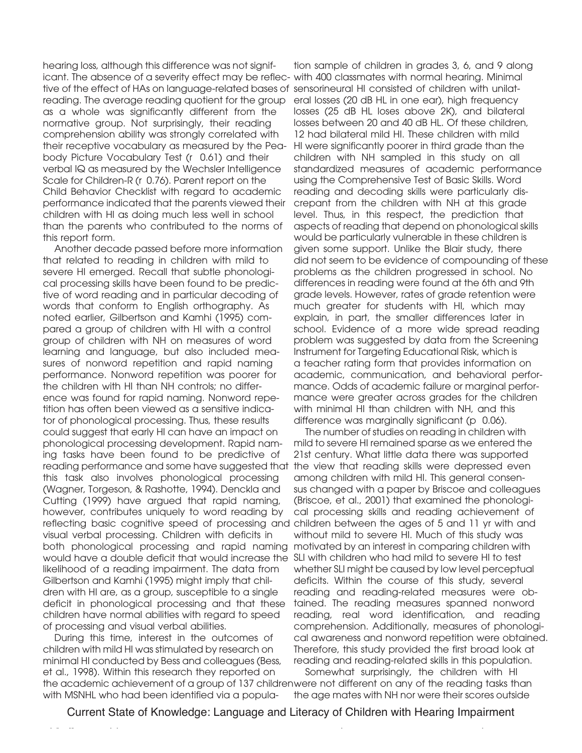hearing loss, although this difference was not significant. The absence of a severity effect may be reflective of the effect of HAs on language-related bases of reading. The average reading quotient for the group as a whole was significantly different from the normative group. Not surprisingly, their reading comprehension ability was strongly correlated with their receptive vocabulary as measured by the Peabody Picture Vocabulary Test (r 0.61) and their verbal IQ as measured by the Wechsler Intelligence Scale for Children-R (r 0.76). Parent report on the Child Behavior Checklist with regard to academic performance indicated that the parents viewed their children with HI as doing much less well in school than the parents who contributed to the norms of this report form.

Another decade passed before more information that related to reading in children with mild to severe HI emerged. Recall that subtle phonological processing skills have been found to be predictive of word reading and in particular decoding of words that conform to English orthography. As noted earlier, Gilbertson and Kamhi (1995) compared a group of children with HI with a control group of children with NH on measures of word learning and language, but also included measures of nonword repetition and rapid naming performance. Nonword repetition was poorer for the children with HI than NH controls; no difference was found for rapid naming. Nonword repetition has often been viewed as a sensitive indicator of phonological processing. Thus, these results could suggest that early HI can have an impact on phonological processing development. Rapid naming tasks have been found to be predictive of reading performance and some have suggested that this task also involves phonological processing (Wagner, Torgeson, & Rashotte, 1994). Denckla and Cutting (1999) have argued that rapid naming, however, contributes uniquely to word reading by reflecting basic cognitive speed of processing and visual verbal processing. Children with deficits in both phonological processing and rapid naming would have a double deficit that would increase the likelihood of a reading impairment. The data from Gilbertson and Kamhi (1995) might imply that children with HI are, as a group, susceptible to a single deficit in phonological processing and that these children have normal abilities with regard to speed of processing and visual verbal abilities.

During this time, interest in the outcomes of children with mild HI was stimulated by research on minimal HI conducted by Bess and colleagues (Bess, et al., 1998). Within this research they reported on the academic achievement of a group of 137 children with MSNHL who had been identified via a population sample of children in grades 3, 6, and 9 along with 400 classmates with normal hearing. Minimal sensorineural HI consisted of children with unilateral losses (20 dB HL in one ear), high frequency losses (25 dB HL loses above 2K), and bilateral losses between 20 and 40 dB HL. Of these children, 12 had bilateral mild HI. These children with mild HI were significantly poorer in third grade than the children with NH sampled in this study on all standardized measures of academic performance using the Comprehensive Test of Basic Skills. Word reading and decoding skills were particularly discrepant from the children with NH at this grade level. Thus, in this respect, the prediction that aspects of reading that depend on phonological skills would be particularly vulnerable in these children is given some support. Unlike the Blair study, there did not seem to be evidence of compounding of these problems as the children progressed in school. No differences in reading were found at the 6th and 9th grade levels. However, rates of grade retention were much greater for students with HI, which may explain, in part, the smaller differences later in school. Evidence of a more wide spread reading problem was suggested by data from the Screening Instrument for Targeting Educational Risk, which is a teacher rating form that provides information on academic, communication, and behavioral performance. Odds of academic failure or marginal performance were greater across grades for the children with minimal HI than children with NH, and this difference was marginally significant (p 0.06).

The number of studies on reading in children with mild to severe HI remained sparse as we entered the 21st century. What little data there was supported the view that reading skills were depressed even among children with mild HI. This general consensus changed with a paper by Briscoe and colleagues (Briscoe, et al., 2001) that examined the phonological processing skills and reading achievement of children between the ages of 5 and 11 yr with and without mild to severe HI. Much of this study was motivated by an interest in comparing children with SLI with children who had mild to severe HI to test whether SLI might be caused by low level perceptual deficits. Within the course of this study, several reading and reading-related measures were obtained. The reading measures spanned nonword reading, real word identification, and reading comprehension. Additionally, measures of phonological awareness and nonword repetition were obtained. Therefore, this study provided the first broad look at reading and reading-related skills in this population.

Somewhat surprisingly, the children with HI were not different on any of the reading tasks than the age mates with NH nor were their scores outside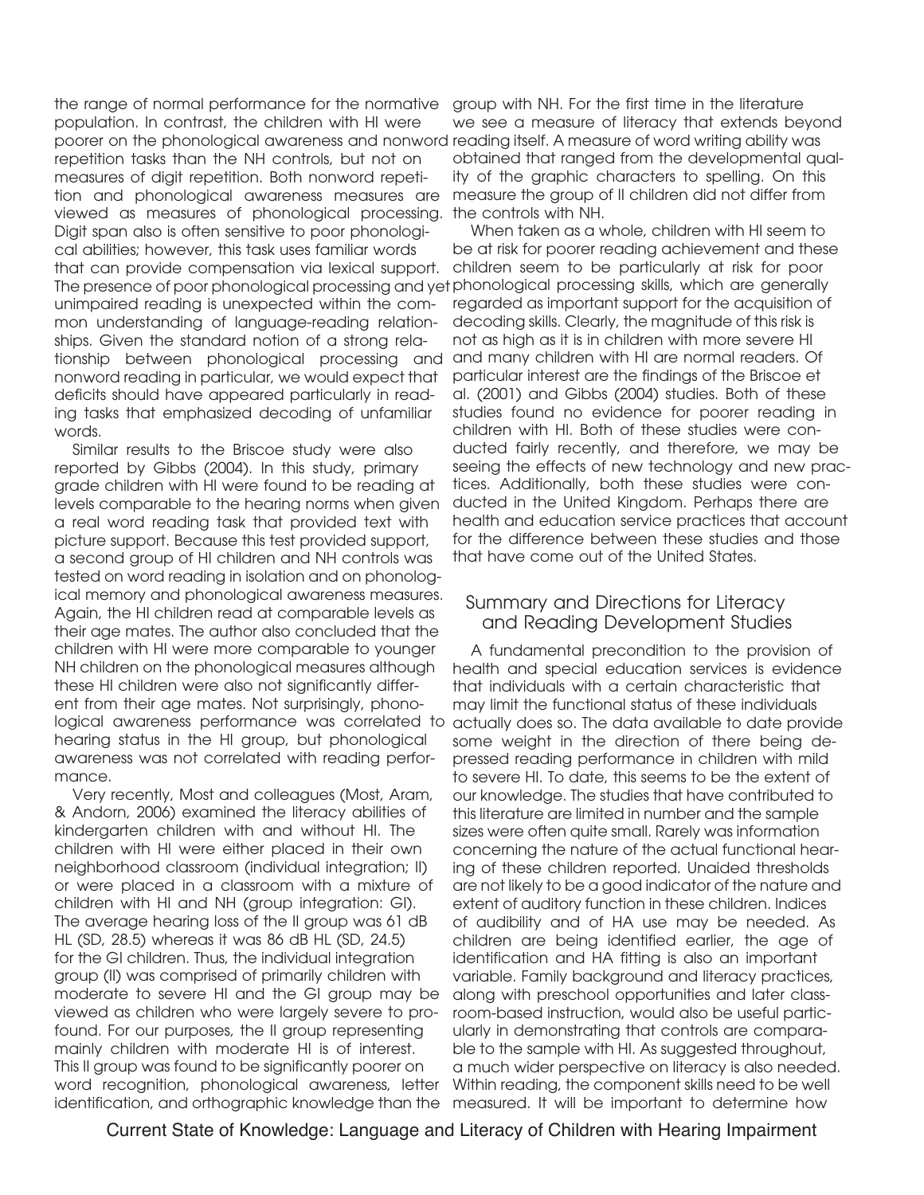the range of normal performance for the normative population. In contrast, the children with HI were poorer on the phonological awareness and nonword repetition tasks than the NH controls, but not on measures of digit repetition. Both nonword repetition and phonological awareness measures are viewed as measures of phonological processing. Digit span also is often sensitive to poor phonological abilities; however, this task uses familiar words that can provide compensation via lexical support. The presence of poor phonological processing and yet unimpaired reading is unexpected within the common understanding of language-reading relationships. Given the standard notion of a strong relationship between phonological processing and nonword reading in particular, we would expect that deficits should have appeared particularly in reading tasks that emphasized decoding of unfamiliar words.

Similar results to the Briscoe study were also reported by Gibbs (2004). In this study, primary grade children with HI were found to be reading at levels comparable to the hearing norms when given a real word reading task that provided text with picture support. Because this test provided support, a second group of HI children and NH controls was tested on word reading in isolation and on phonological memory and phonological awareness measures. Again, the HI children read at comparable levels as their age mates. The author also concluded that the children with HI were more comparable to younger NH children on the phonological measures although these HI children were also not significantly different from their age mates. Not surprisingly, phonological awareness performance was correlated to hearing status in the HI group, but phonological awareness was not correlated with reading performance.

Very recently, Most and colleagues (Most, Aram, & Andorn, 2006) examined the literacy abilities of kindergarten children with and without HI. The children with HI were either placed in their own neighborhood classroom (individual integration; II) or were placed in a classroom with a mixture of children with HI and NH (group integration: GI). The average hearing loss of the II group was 61 dB HL (SD, 28.5) whereas it was 86 dB HL (SD, 24.5) for the GI children. Thus, the individual integration group (II) was comprised of primarily children with moderate to severe HI and the GI group may be viewed as children who were largely severe to profound. For our purposes, the II group representing mainly children with moderate HI is of interest. This II group was found to be significantly poorer on word recognition, phonological awareness, letter identification, and orthographic knowledge than the group with NH. For the first time in the literature we see a measure of literacy that extends beyond reading itself. A measure of word writing ability was obtained that ranged from the developmental quality of the graphic characters to spelling. On this measure the group of II children did not differ from the controls with NH.

When taken as a whole, children with HI seem to be at risk for poorer reading achievement and these children seem to be particularly at risk for poor phonological processing skills, which are generally regarded as important support for the acquisition of decoding skills. Clearly, the magnitude of this risk is not as high as it is in children with more severe HI and many children with HI are normal readers. Of particular interest are the findings of the Briscoe et al. (2001) and Gibbs (2004) studies. Both of these studies found no evidence for poorer reading in children with HI. Both of these studies were conducted fairly recently, and therefore, we may be seeing the effects of new technology and new practices. Additionally, both these studies were conducted in the United Kingdom. Perhaps there are health and education service practices that account for the difference between these studies and those that have come out of the United States.

## Summary and Directions for Literacy and Reading Development Studies

A fundamental precondition to the provision of health and special education services is evidence that individuals with a certain characteristic that may limit the functional status of these individuals actually does so. The data available to date provide some weight in the direction of there being depressed reading performance in children with mild to severe HI. To date, this seems to be the extent of our knowledge. The studies that have contributed to this literature are limited in number and the sample sizes were often quite small. Rarely was information concerning the nature of the actual functional hearing of these children reported. Unaided thresholds are not likely to be a good indicator of the nature and extent of auditory function in these children. Indices of audibility and of HA use may be needed. As children are being identified earlier, the age of identification and HA fitting is also an important variable. Family background and literacy practices, along with preschool opportunities and later classroom-based instruction, would also be useful particularly in demonstrating that controls are comparable to the sample with HI. As suggested throughout, a much wider perspective on literacy is also needed. Within reading, the component skills need to be well measured. It will be important to determine how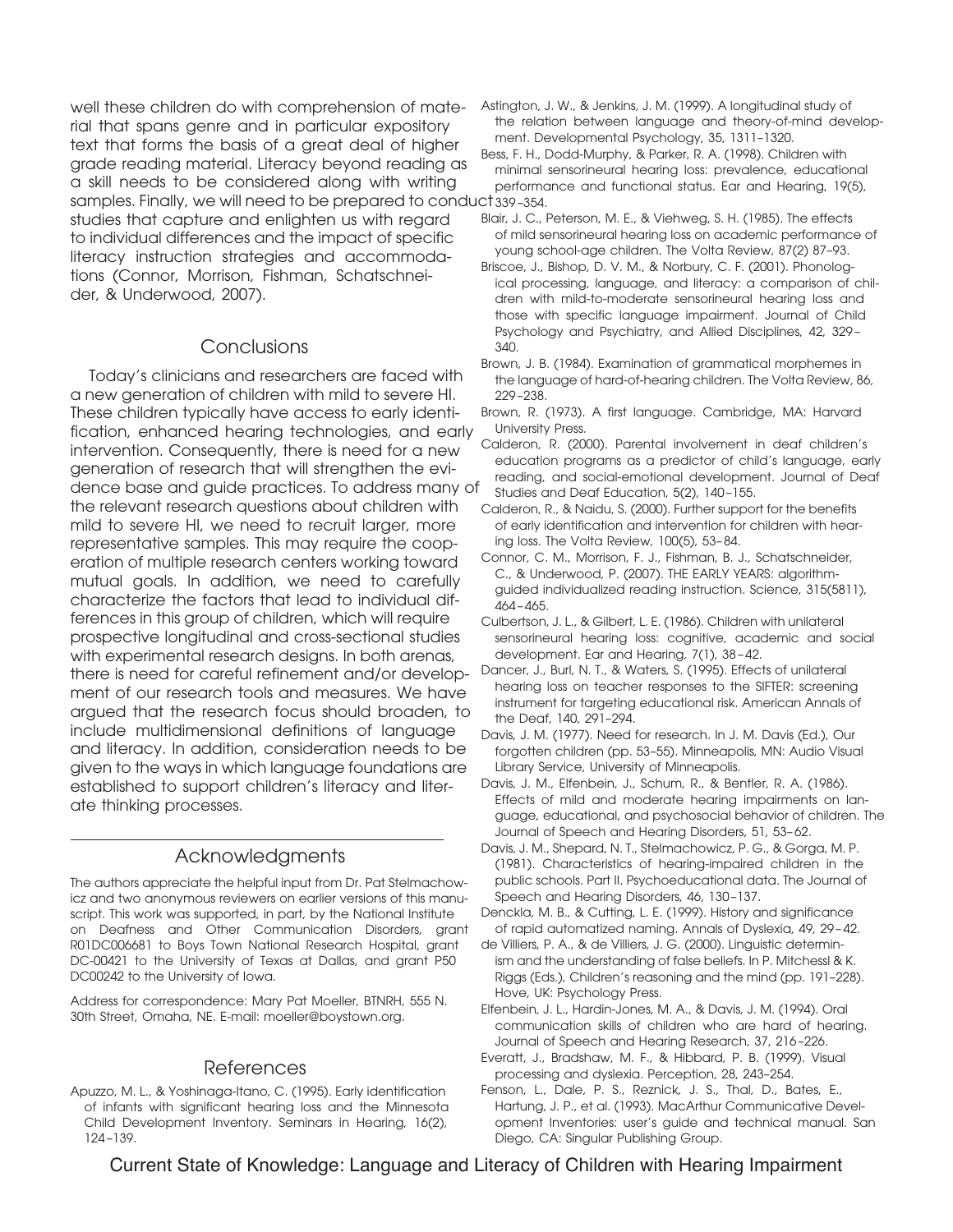well these children do with comprehension of material that spans genre and in particular expository text that forms the basis of a great deal of higher grade reading material. Literacy beyond reading as a skill needs to be considered along with writing samples. Finally, we will need to be prepared to conduct studies that capture and enlighten us with regard to individual differences and the impact of specific literacy instruction strategies and accommodations (Connor, Morrison, Fishman, Schatschneider, & Underwood, 2007).

## Conclusions

Today's clinicians and researchers are faced with a new generation of children with mild to severe HI. These children typically have access to early identification, enhanced hearing technologies, and early intervention. Consequently, there is need for a new generation of research that will strengthen the evidence base and guide practices. To address many of the relevant research questions about children with mild to severe HI, we need to recruit larger, more representative samples. This may require the cooperation of multiple research centers working toward mutual goals. In addition, we need to carefully characterize the factors that lead to individual differences in this group of children, which will require prospective longitudinal and cross-sectional studies with experimental research designs. In both arenas, there is need for careful refinement and/or development of our research tools and measures. We have argued that the research focus should broaden, to include multidimensional definitions of language and literacy. In addition, consideration needs to be given to the ways in which language foundations are established to support children's literacy and literate thinking processes.

## Acknowledgments

The authors appreciate the helpful input from Dr. Pat Stelmachowicz and two anonymous reviewers on earlier versions of this manuscript. This work was supported, in part, by the National Institute on Deafness and Other Communication Disorders, grant R01DC006681 to Boys Town National Research Hospital, grant DC-00421 to the University of Texas at Dallas, and grant P50 DC00242 to the University of Iowa.

Address for correspondence: Mary Pat Moeller, BTNRH, 555 N. 30th Street, Omaha, NE. E-mail: moeller@boystown.org.

## References

Apuzzo, M. L., & Yoshinaga-Itano, C. (1995). Early identification of infants with significant hearing loss and the Minnesota Child Development Inventory. Seminars in Hearing, 16(2), 124–139.

Astington, J. W., & Jenkins, J. M. (1999). A longitudinal study of the relation between language and theory-of-mind development. Developmental Psychology, 35, 1311–1320.

Bess, F. H., Dodd-Murphy, & Parker, R. A. (1998). Children with minimal sensorineural hearing loss: prevalence, educational performance and functional status. Ear and Hearing, 19(5), 339–354.

Blair, J. C., Peterson, M. E., & Viehweg, S. H. (1985). The effects of mild sensorineural hearing loss on academic performance of young school-age children. The Volta Review, 87(2) 87–93.

Briscoe, J., Bishop, D. V. M., & Norbury, C. F. (2001). Phonological processing, language, and literacy: a comparison of children with mild-to-moderate sensorineural hearing loss and those with specific language impairment. Journal of Child Psychology and Psychiatry, and Allied Disciplines, 42, 329–340.

Brown, J. B. (1984). Examination of grammatical morphemes in the language of hard-of-hearing children. The Volta Review, 86, 229–238.

Brown, R. (1973). A first language. Cambridge, MA: Harvard University Press.

Calderon, R. (2000). Parental involvement in deaf children's education programs as a predictor of child's language, early reading, and social-emotional development. Journal of Deaf Studies and Deaf Education, 5(2), 140–155.

Calderon, R., & Naidu, S. (2000). Further support for the benefits of early identification and intervention for children with hearing loss. The Volta Review, 100(5), 53–84.

Connor, C. M., Morrison, F. J., Fishman, B. J., Schatschneider, C., & Underwood, P. (2007). THE EARLY YEARS: algorithm-guided individualized reading instruction. Science, 315(5811), 464–465.

Culbertson, J. L., & Gilbert, L. E. (1986). Children with unilateral sensorineural hearing loss: cognitive, academic and social development. Ear and Hearing, 7(1), 38–42.

Dancer, J., Burl, N. T., & Waters, S. (1995). Effects of unilateral hearing loss on teacher responses to the SIFTER: screening instrument for targeting educational risk. American Annals of the Deaf, 140, 291–294.

Davis, J. M. (1977). Need for research. In J. M. Davis (Ed.), Our forgotten children (pp. 53–55). Minneapolis, MN: Audio Visual Library Service, University of Minneapolis.

Davis, J. M., Elfenbein, J., Schum, R., & Bentler, R. A. (1986). Effects of mild and moderate hearing impairments on language, educational, and psychosocial behavior of children. The Journal of Speech and Hearing Disorders, 51, 53–62.

Davis, J. M., Shepard, N. T., Stelmachowicz, P. G., & Gorga, M. P. (1981). Characteristics of hearing-impaired children in the public schools. Part II. Psychoeducational data. The Journal of Speech and Hearing Disorders, 46, 130–137.

Denckla, M. B., & Cutting, L. E. (1999). History and significance of rapid automatized naming. Annals of Dyslexia, 49, 29–42.

de Villiers, P. A., & de Villiers, J. G. (2000). Linguistic determinism and the understanding of false beliefs. In P. Mitchessl & K. Riggs (Eds.), Children's reasoning and the mind (pp. 191–228). Hove, UK: Psychology Press.

Elfenbein, J. L., Hardin-Jones, M. A., & Davis, J. M. (1994). Oral communication skills of children who are hard of hearing. Journal of Speech and Hearing Research, 37, 216–226.

Everatt, J., Bradshaw, M. F., & Hibbard, P. B. (1999). Visual processing and dyslexia. Perception, 28, 243–254.

Fenson, L., Dale, P. S., Reznick, J. S., Thal, D., Bates, E., Hartung, J. P., et al. (1993). MacArthur Communicative Development Inventories: user's guide and technical manual. San Diego, CA: Singular Publishing Group.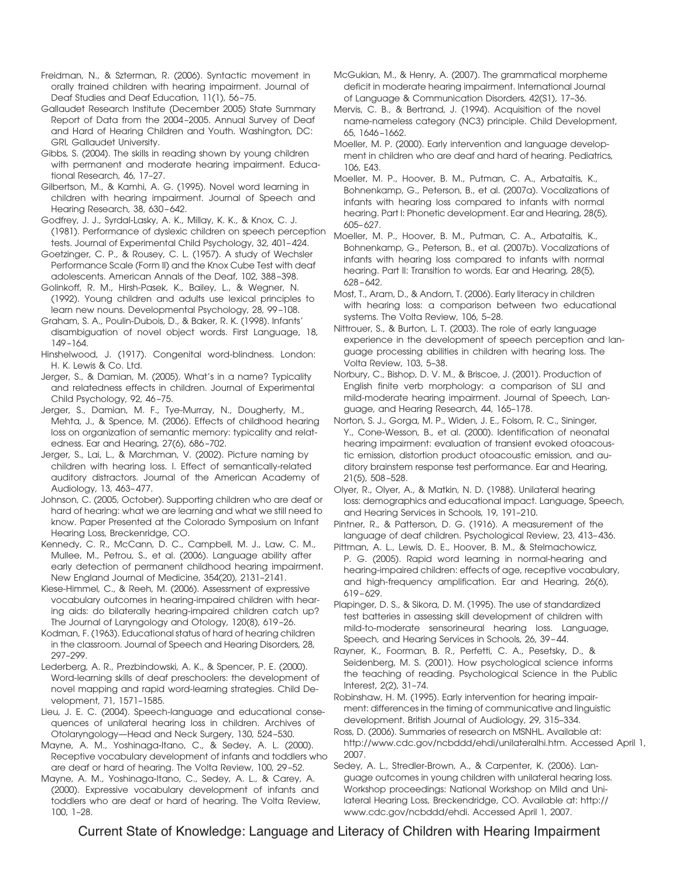Freidman, N., & Szterman, R. (2006). Syntactic movement in orally trained children with hearing impairment. Journal of Deaf Studies and Deaf Education, 11(1), 56–75.

Gallaudet Research Institute (December 2005) State Summary Report of Data from the 2004–2005. Annual Survey of Deaf and Hard of Hearing Children and Youth. Washington, DC: GRI, Gallaudet University.

Gibbs, S. (2004). The skills in reading shown by young children with permanent and moderate hearing impairment. Educational Research, 46, 17–27.

Gilbertson, M., & Kamhi, A. G. (1995). Novel word learning in children with hearing impairment. Journal of Speech and Hearing Research, 38, 630–642.

Godfrey, J. J., Syrdal-Lasky, A. K., Millay, K. K., & Knox, C. J. (1981). Performance of dyslexic children on speech perception tests. Journal of Experimental Child Psychology, 32, 401–424.

Goetzinger, C. P., & Rousey, C. L. (1957). A study of Wechsler Performance Scale (Form II) and the Knox Cube Test with deaf adolescents. American Annals of the Deaf, 102, 388–398.

Golinkoff, R. M., Hirsh-Pasek, K., Bailey, L., & Wegner, N. (1992). Young children and adults use lexical principles to learn new nouns. Developmental Psychology, 28, 99–108.

Graham, S. A., Poulin-Dubois, D., & Baker, R. K. (1998). Infants' disambiguation of novel object words. First Language, 18, 149–164.

Hinshelwood, J. (1917). Congenital word-blindness. London: H. K. Lewis & Co. Ltd.

Jerger, S., & Damian, M. (2005). What's in a name? Typicality and relatedness effects in children. Journal of Experimental Child Psychology, 92, 46–75.

Jerger, S., Damian, M. F., Tye-Murray, N., Dougherty, M., Mehta, J., & Spence, M. (2006). Effects of childhood hearing loss on organization of semantic memory: typicality and relatedness. Ear and Hearing, 27(6), 686–702.

Jerger, S., Lai, L., & Marchman, V. (2002). Picture naming by children with hearing loss. I. Effect of semantically-related auditory distractors. Journal of the American Academy of Audiology, 13, 463–477.

Johnson, C. (2005, October). Supporting children who are deaf or hard of hearing: what we are learning and what we still need to know. Paper Presented at the Colorado Symposium on Infant Hearing Loss, Breckenridge, CO.

Kennedy, C. R., McCann, D. C., Campbell, M. J., Law, C. M., Mullee, M., Petrou, S., et al. (2006). Language ability after early detection of permanent childhood hearing impairment. New England Journal of Medicine, 354(20), 2131–2141.

Kiese-Himmel, C., & Reeh, M. (2006). Assessment of expressive vocabulary outcomes in hearing-impaired children with hearing aids: do bilaterally hearing-impaired children catch up? The Journal of Laryngology and Otology, 120(8), 619–26.

Kodman, F. (1963). Educational status of hard of hearing children in the classroom. Journal of Speech and Hearing Disorders, 28, 297–299.

Lederberg, A. R., Prezbindowski, A. K., & Spencer, P. E. (2000). Word-learning skills of deaf preschoolers: the development of novel mapping and rapid word-learning strategies. Child Development, 71, 1571–1585.

Lieu, J. E. C. (2004). Speech-language and educational consequences of unilateral hearing loss in children. Archives of Otolaryngology—Head and Neck Surgery, 130, 524–530.

Mayne, A. M., Yoshinaga-Itano, C., & Sedey, A. L. (2000). Receptive vocabulary development of infants and toddlers who are deaf or hard of hearing. The Volta Review, 100, 29–52.

Mayne, A. M., Yoshinaga-Itano, C., Sedey, A. L., & Carey, A. (2000). Expressive vocabulary development of infants and toddlers who are deaf or hard of hearing. The Volta Review, 100, 1–28.

McGukian, M., & Henry, A. (2007). The grammatical morpheme deficit in moderate hearing impairment. International Journal of Language & Communication Disorders, 42(S1), 17–36.

Mervis, C. B., & Bertrand, J. (1994). Acquisition of the novel name-nameless category (NC3) principle. Child Development, 65, 1646–1662.

Moeller, M. P. (2000). Early intervention and language development in children who are deaf and hard of hearing. Pediatrics, 106, E43.

Moeller, M. P., Hoover, B. M., Putman, C. A., Arbataitis, K., Bohnenkamp, G., Peterson, B., et al. (2007a). Vocalizations of infants with hearing loss compared to infants with normal hearing. Part I: Phonetic development. Ear and Hearing, 28(5), 605–627.

Moeller, M. P., Hoover, B. M., Putman, C. A., Arbataitis, K., Bohnenkamp, G., Peterson, B., et al. (2007b). Vocalizations of infants with hearing loss compared to infants with normal hearing. Part II: Transition to words. Ear and Hearing, 28(5), 628–642.

Most, T., Aram, D., & Andorn, T. (2006). Early literacy in children with hearing loss: a comparison between two educational systems. The Volta Review, 106, 5–28.

Nittrouer, S., & Burton, L. T. (2003). The role of early language experience in the development of speech perception and language processing abilities in children with hearing loss. The Volta Review, 103, 5–38.

Norbury, C., Bishop, D. V. M., & Briscoe, J. (2001). Production of English finite verb morphology: a comparison of SLI and mild-moderate hearing impairment. Journal of Speech, Language, and Hearing Research, 44, 165–178.

Norton, S. J., Gorga, M. P., Widen, J. E., Folsom, R. C., Sininger, Y., Cone-Wesson, B., et al. (2000). Identification of neonatal hearing impairment: evaluation of transient evoked otoacoustic emission, distortion product otoacoustic emission, and auditory brainstem response test performance. Ear and Hearing, 21(5), 508–528.

Olyer, R., Olyer, A., & Matkin, N. D. (1988). Unilateral hearing loss: demographics and educational impact. Language, Speech, and Hearing Services in Schools, 19, 191–210.

Pintner, R., & Patterson, D. G. (1916). A measurement of the language of deaf children. Psychological Review, 23, 413–436.

Pittman, A. L., Lewis, D. E., Hoover, B. M., & Stelmachowicz, P. G. (2005). Rapid word learning in normal-hearing and hearing-impaired children: effects of age, receptive vocabulary, and high-frequency amplification. Ear and Hearing, 26(6), 619–629.

Plapinger, D. S., & Sikora, D. M. (1995). The use of standardized test batteries in assessing skill development of children with mild-to-moderate sensorineural hearing loss. Language, Speech, and Hearing Services in Schools, 26, 39–44.

Rayner, K., Foorman, B. R., Perfetti, C. A., Pesetsky, D., & Seidenberg, M. S. (2001). How psychological science informs the teaching of reading. Psychological Science in the Public Interest, 2(2), 31–74.

Robinshaw, H. M. (1995). Early intervention for hearing impairment: differences in the timing of communicative and linguistic development. British Journal of Audiology, 29, 315–334.

Ross, D. (2006). Summaries of research on MSNHL. Available at: http://www.cdc.gov/ncbddd/ehdi/unilateralhi.htm. Accessed April 1, 2007.

Sedey, A. L., Stredler-Brown, A., & Carpenter, K. (2006). Language outcomes in young children with unilateral hearing loss. Workshop proceedings: National Workshop on Mild and Unilateral Hearing Loss, Breckendridge, CO. Available at: http://www.cdc.gov/ncbddd/ehdi. Accessed April 1, 2007.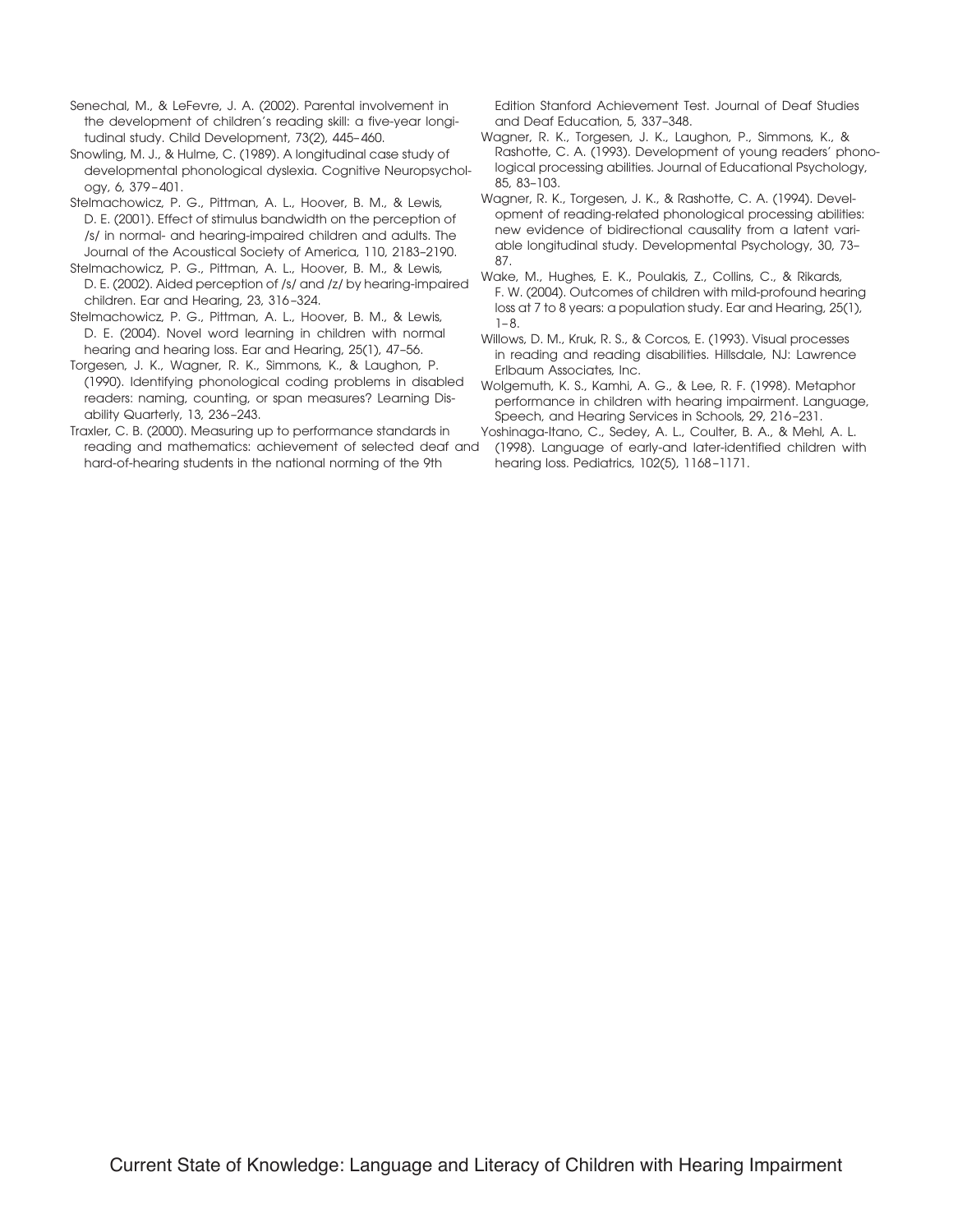Senechal, M., & LeFevre, J. A. (2002). Parental involvement in the development of children's reading skill: a five-year longitudinal study. Child Development, 73(2), 445–460.

Snowling, M. J., & Hulme, C. (1989). A longitudinal case study of developmental phonological dyslexia. Cognitive Neuropsychology, 6, 379–401.

Stelmachowicz, P. G., Pittman, A. L., Hoover, B. M., & Lewis, D. E. (2001). Effect of stimulus bandwidth on the perception of /s/ in normal- and hearing-impaired children and adults. The Journal of the Acoustical Society of America, 110, 2183–2190.

Stelmachowicz, P. G., Pittman, A. L., Hoover, B. M., & Lewis, D. E. (2002). Aided perception of /s/ and /z/ by hearing-impaired children. Ear and Hearing, 23, 316–324.

Stelmachowicz, P. G., Pittman, A. L., Hoover, B. M., & Lewis, D. E. (2004). Novel word learning in children with normal hearing and hearing loss. Ear and Hearing, 25(1), 47–56.

Torgesen, J. K., Wagner, R. K., Simmons, K., & Laughon, P. (1990). Identifying phonological coding problems in disabled readers: naming, counting, or span measures? Learning Disability Quarterly, 13, 236–243.

Traxler, C. B. (2000). Measuring up to performance standards in reading and mathematics: achievement of selected deaf and hard-of-hearing students in the national norming of the 9th Edition Stanford Achievement Test. Journal of Deaf Studies and Deaf Education, 5, 337–348.

Wagner, R. K., Torgesen, J. K., Laughon, P., Simmons, K., & Rashotte, C. A. (1993). Development of young readers' phonological processing abilities. Journal of Educational Psychology, 85, 83–103.

Wagner, R. K., Torgesen, J. K., & Rashotte, C. A. (1994). Development of reading-related phonological processing abilities: new evidence of bidirectional causality from a latent variable longitudinal study. Developmental Psychology, 30, 73–87.

Wake, M., Hughes, E. K., Poulakis, Z., Collins, C., & Rikards, F. W. (2004). Outcomes of children with mild-profound hearing loss at 7 to 8 years: a population study. Ear and Hearing, 25(1), 1–8.

Willows, D. M., Kruk, R. S., & Corcos, E. (1993). Visual processes in reading and reading disabilities. Hillsdale, NJ: Lawrence Erlbaum Associates, Inc.

Wolgemuth, K. S., Kamhi, A. G., & Lee, R. F. (1998). Metaphor performance in children with hearing impairment. Language, Speech, and Hearing Services in Schools, 29, 216–231.

Yoshinaga-Itano, C., Sedey, A. L., Coulter, B. A., & Mehl, A. L. (1998). Language of early-and later-identified children with hearing loss. Pediatrics, 102(5), 1168–1171.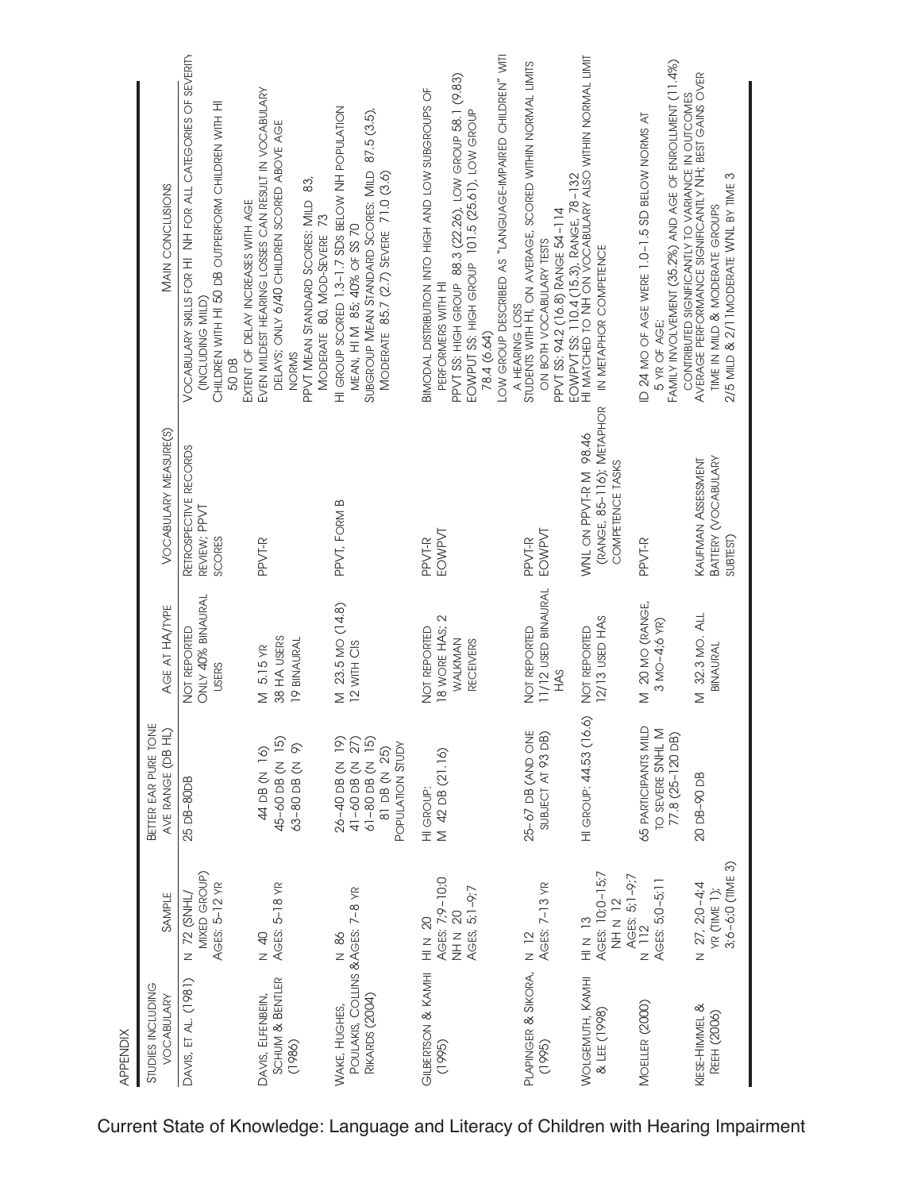APPENDIX

| STUDIES INCLUDING VOCABULARY | SAMPLE | BETTER EAR PURE TONE AVE RANGE (DB HL) | AGE AT HA/TYPE | VOCABULARY MEASURE(S) | MAIN CONCLUSIONS |
|---|---|---|---|---|---|
| DAVIS, ET AL. (1981) | N 72 (SNHL/ MIXED GROUP) AGES: 5–12 YR | 25 DB–80DB | NOT REPORTED ONLY 40% BINAURAL USERS | RETROSPECTIVE RECORDS REVIEW: PPVT SCORES | VOCABULARY SKILLS FOR HI NH FOR ALL CATEGORIES OF SEVERITY (INCLUDING MILD) CHILDREN WITH HI 50 DB OUTPERFORM CHILDREN WITH HI 50 DB EXTENT OF DELAY INCREASES WITH AGE |
| DAVIS, ELFENBEIN, SCHUM & BENTLER (1986) | N 40 AGES: 5–18 YR | 44 DB (N 16) 45–60 DB (N 15) 63–80 DB (N 9) | M 5.15 YR 38 HA USERS 19 BINAURAL | PPVT-R | EVEN MILDEST HEARING LOSSES CAN RESULT IN VOCABULARY DELAYS; ONLY 6/40 CHILDREN SCORED ABOVE AGE NORMS PPVT MEAN STANDARD SCORES: MILD 83, MODERATE 80, MOD-SEVERE 73 |
| WAKE, HUGHES, POULAKIS, COLLINS & RIKARDS (2004) | N 86 AGES: 7–8 YR | 26–40 DB (N 19) 41–60 DB (N 27) 61–80 DB (N 15) 81 DB (N 25) POPULATION STUDY | M 23.5 MO (14.8) 12 WITH CIS | PPVT, FORM B | HI GROUP SCORED 1.3–1.7 SDS BELOW NH POPULATION MEAN, HI M 85; 40% OF SS 70 SUBGROUP MEAN STANDARD SCORES: MILD 87.5 (3.5), MODERATE 85.7 (2.7) SEVERE 71.0 (3.6) |
| GILBERTSON & KAMHI (1995) | HI N 20 AGES: 7;9–10;0 NH N 20 AGES, 5;1–9;7 | HI GROUP: M 42 DB (21.16) | NOT REPORTED 18 WORE HAS; 2 WALKMAN RECEIVERS | PPVT-R EOWPVT | BIMODAL DISTRIBUTION INTO HIGH AND LOW SUBGROUPS OF PERFORMERS WITH HI PPVT SS: HIGH GROUP 88.3 (22.26), LOW GROUP 58.1 (9.83) EOWPUT SS: HIGH GROUP 101.5 (25.61), LOW GROUP 78.4 (6.64) LOW GROUP DESCRIBED AS "LANGUAGE-IMPAIRED CHILDREN" WITH A HEARING LOSS |
| PLAPINGER & SIKORA, (1995) | N 12 AGES: 7–13 YR | 25–67 DB (AND ONE SUBJECT AT 93 DB) | NOT REPORTED 11/12 USED BINAURAL HAS | PPVT-R EOWPVT | STUDENTS WITH HI, ON AVERAGE, SCORED WITHIN NORMAL LIMITS ON BOTH VOCABULARY TESTS PPVT SS: 94.2 (16.8) RANGE 54–114 EOWPVT SS: 110.4 (15.3), RANGE, 78–132 |
| WOLGEMUTH, KAMHI & LEE (1998) | HI N 13 AGES: 10;0–15;7 NH N 12 AGES: 5;1–9;7 | HI GROUP: 44.53 (16.6) | NOT REPORTED 12/13 USED HAS | WNL ON PPVT-R M 98.46 (RANGE, 85–116); METAPHOR COMPETENCE TASKS | HI MATCHED TO NH ON VOCABULARY ALSO WITHIN NORMAL LIMITS IN METAPHOR COMPETENCE |
| MOELLER (2000) | N 112 AGES: 5;0–5;11 | 65 PARTICIPANTS MILD TO SEVERE SNHL M 77.8 (25–120 DB) | M 20 MO (RANGE, 3 MO–4;6 YR) | PPVT-R | ID 24 MO OF AGE WERE 1.0–1.5 SD BELOW NORMS AT 5 YR OF AGE; FAMILY INVOLVEMENT (35.2%) AND AGE OF ENROLLMENT (11.4%) CONTRIBUTED SIGNIFICANTLY TO VARIANCE IN OUTCOMES |
| KIESE-HIMMEL & REEH (2006) | N 27, 2;0–4;4 YR (TIME 1); 3;6–6;0 (TIME 3) | 20 DB–90 DB | M 32.3 MO. ALL BINAURAL | KAUFMAN ASSESSMENT BATTERY (VOCABULARY SUBTEST) | AVERAGE PERFORMANCE SIGNIFICANTLY NH; BEST GAINS OVER TIME IN MILD & MODERATE GROUPS 2/5 MILD & 2/11MODERATE WNL BY TIME 3 |

Current State of Knowledge: Language and Literacy of Children with Hearing Impairment